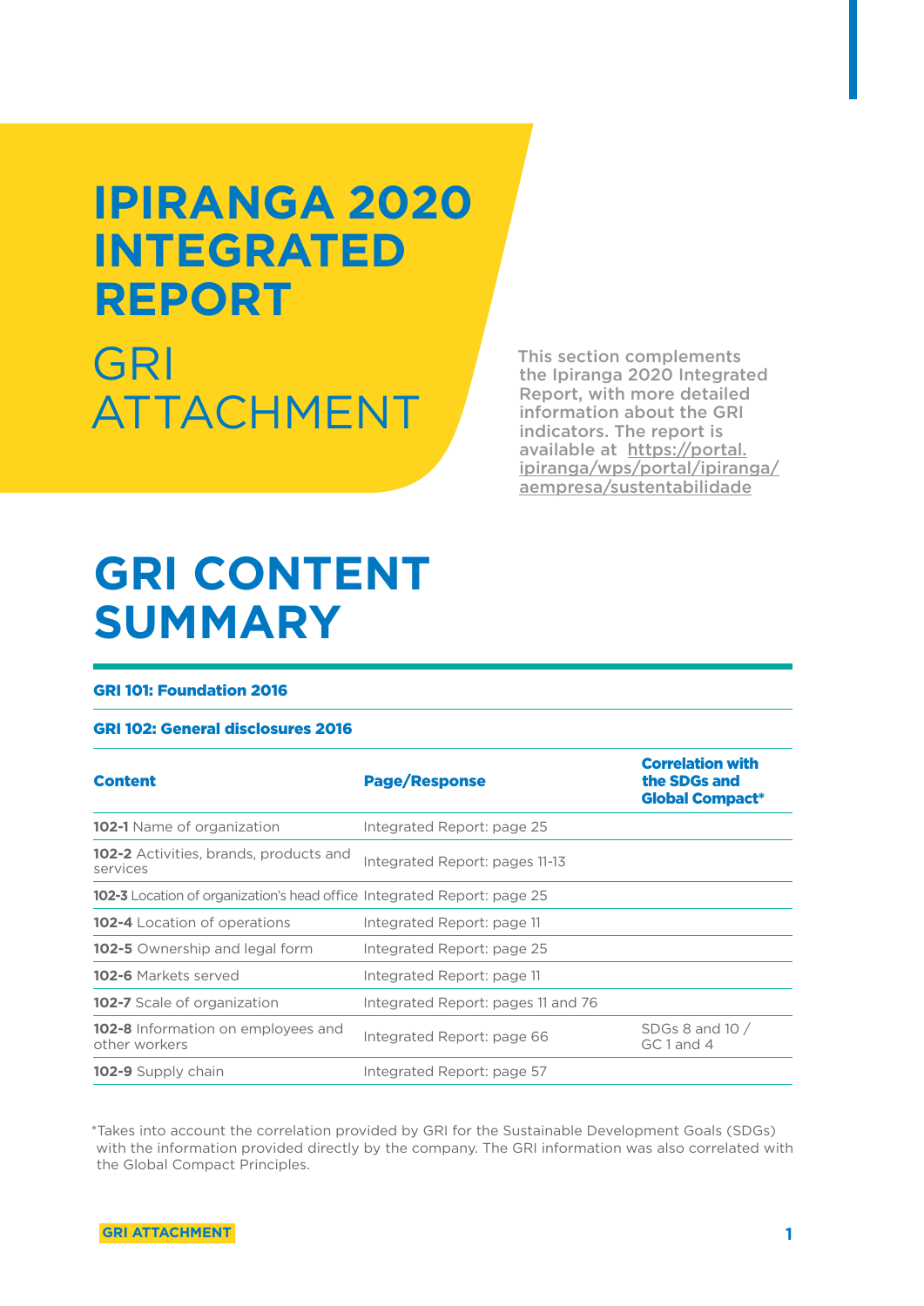# IPIRANGA 2020 INTEGRATED REPORT

## GRI ATTACHMENT

This section complements the Ipiranga 2020 Integrated Report, with more detailed information about the GRI indicators. The report is available at https://portal.ipiranga/wps/portal/ipiranga/aempresa/sustentabilidade

# GRI CONTENT SUMMARY

**GRI 101: Foundation 2016**

**GRI 102: General disclosures 2016**

| Content | Page/Response | Correlation with the SDGs and Global Compact* |
|---|---|---|
| **102-1** Name of organization | Integrated Report: page 25 | |
| **102-2** Activities, brands, products and services | Integrated Report: pages 11-13 | |
| **102-3** Location of organization's head office | Integrated Report: page 25 | |
| **102-4** Location of operations | Integrated Report: page 11 | |
| **102-5** Ownership and legal form | Integrated Report: page 25 | |
| **102-6** Markets served | Integrated Report: page 11 | |
| **102-7** Scale of organization | Integrated Report: pages 11 and 76 | |
| **102-8** Information on employees and other workers | Integrated Report: page 66 | SDGs 8 and 10 / GC 1 and 4 |
| **102-9** Supply chain | Integrated Report: page 57 | |

*Takes into account the correlation provided by GRI for the Sustainable Development Goals (SDGs) with the information provided directly by the company. The GRI information was also correlated with the Global Compact Principles.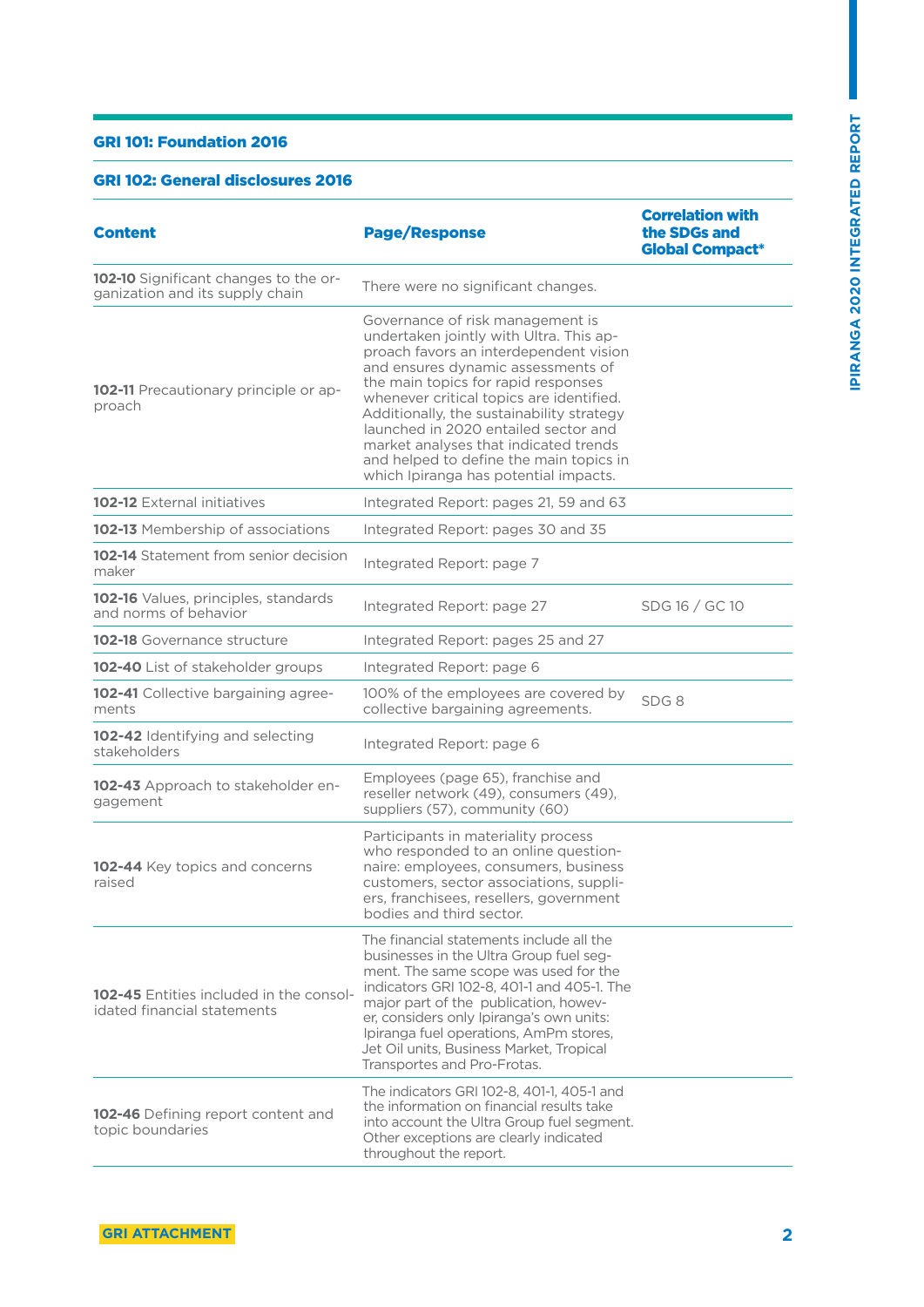## GRI 101: Foundation 2016

## GRI 102: General disclosures 2016

| Content | Page/Response | Correlation with the SDGs and Global Compact* |
|---|---|---|
| **102-10** Significant changes to the organization and its supply chain | There were no significant changes. | |
| **102-11** Precautionary principle or approach | Governance of risk management is undertaken jointly with Ultra. This approach favors an interdependent vision and ensures dynamic assessments of the main topics for rapid responses whenever critical topics are identified. Additionally, the sustainability strategy launched in 2020 entailed sector and market analyses that indicated trends and helped to define the main topics in which Ipiranga has potential impacts. | |
| **102-12** External initiatives | Integrated Report: pages 21, 59 and 63 | |
| **102-13** Membership of associations | Integrated Report: pages 30 and 35 | |
| **102-14** Statement from senior decision maker | Integrated Report: page 7 | |
| **102-16** Values, principles, standards and norms of behavior | Integrated Report: page 27 | SDG 16 / GC 10 |
| **102-18** Governance structure | Integrated Report: pages 25 and 27 | |
| **102-40** List of stakeholder groups | Integrated Report: page 6 | |
| **102-41** Collective bargaining agreements | 100% of the employees are covered by collective bargaining agreements. | SDG 8 |
| **102-42** Identifying and selecting stakeholders | Integrated Report: page 6 | |
| **102-43** Approach to stakeholder engagement | Employees (page 65), franchise and reseller network (49), consumers (49), suppliers (57), community (60) | |
| **102-44** Key topics and concerns raised | Participants in materiality process who responded to an online questionnaire: employees, consumers, business customers, sector associations, suppliers, franchisees, resellers, government bodies and third sector. | |
| **102-45** Entities included in the consolidated financial statements | The financial statements include all the businesses in the Ultra Group fuel segment. The same scope was used for the indicators GRI 102-8, 401-1 and 405-1. The major part of the publication, however, considers only Ipiranga's own units: Ipiranga fuel operations, AmPm stores, Jet Oil units, Business Market, Tropical Transportes and Pro-Frotas. | |
| **102-46** Defining report content and topic boundaries | The indicators GRI 102-8, 401-1, 405-1 and the information on financial results take into account the Ultra Group fuel segment. Other exceptions are clearly indicated throughout the report. | |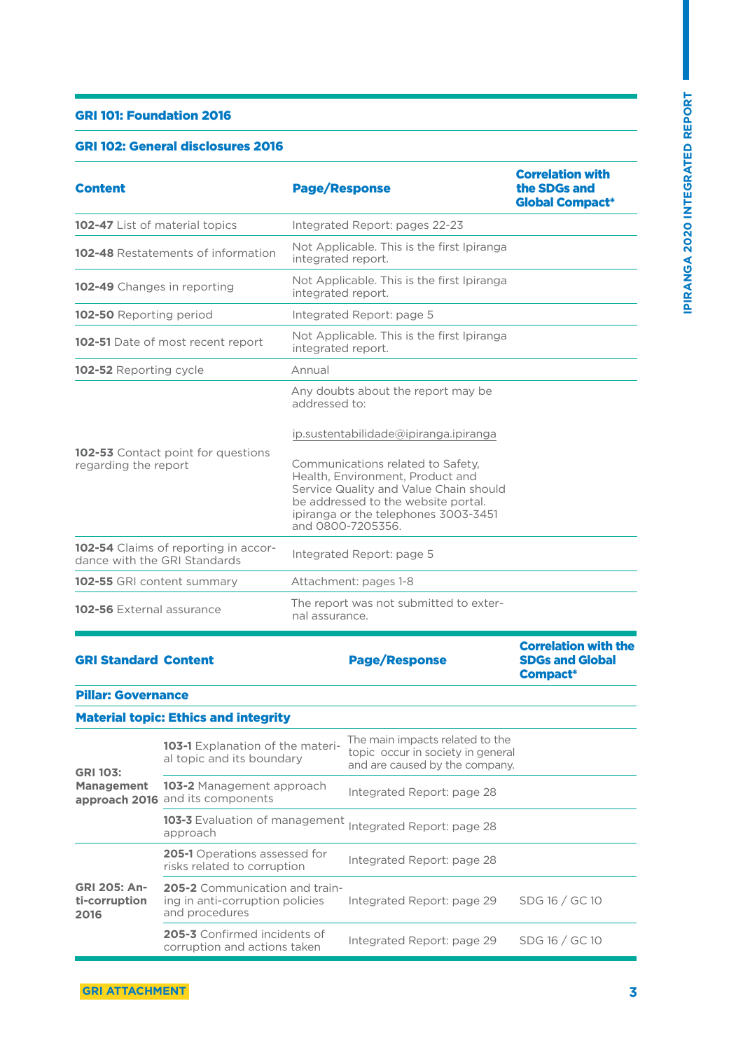### GRI 101: Foundation 2016

### GRI 102: General disclosures 2016

| Content | Page/Response | Correlation with the SDGs and Global Compact* |
|---|---|---|
| **102-47** List of material topics | Integrated Report: pages 22-23 | |
| **102-48** Restatements of information | Not Applicable. This is the first Ipiranga integrated report. | |
| **102-49** Changes in reporting | Not Applicable. This is the first Ipiranga integrated report. | |
| **102-50** Reporting period | Integrated Report: page 5 | |
| **102-51** Date of most recent report | Not Applicable. This is the first Ipiranga integrated report. | |
| **102-52** Reporting cycle | Annual | |
| **102-53** Contact point for questions regarding the report | Any doubts about the report may be addressed to: ip.sustentabilidade@ipiranga.ipiranga Communications related to Safety, Health, Environment, Product and Service Quality and Value Chain should be addressed to the website portal. ipiranga or the telephones 3003-3451 and 0800-7205356. | |
| **102-54** Claims of reporting in accordance with the GRI Standards | Integrated Report: page 5 | |
| **102-55** GRI content summary | Attachment: pages 1-8 | |
| **102-56** External assurance | The report was not submitted to external assurance. | |

| GRI Standard | Content | Page/Response | Correlation with the SDGs and Global Compact* |
|---|---|---|---|
| **Pillar: Governance** | | | |
| **Material topic: Ethics and integrity** | | | |
| **GRI 103: Management approach 2016** | **103-1** Explanation of the material topic and its boundary | The main impacts related to the topic occur in society in general and are caused by the company. | |
| | **103-2** Management approach and its components | Integrated Report: page 28 | |
| | **103-3** Evaluation of management approach | Integrated Report: page 28 | |
| **GRI 205: Anti-corruption 2016** | **205-1** Operations assessed for risks related to corruption | Integrated Report: page 28 | |
| | **205-2** Communication and training in anti-corruption policies and procedures | Integrated Report: page 29 | SDG 16 / GC 10 |
| | **205-3** Confirmed incidents of corruption and actions taken | Integrated Report: page 29 | SDG 16 / GC 10 |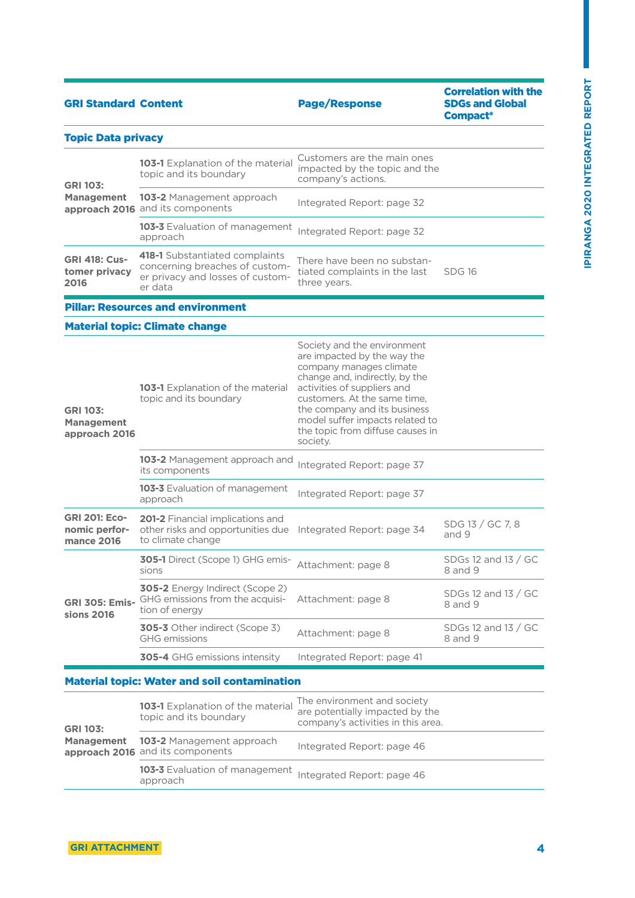| GRI Standard | Content | Page/Response | Correlation with the SDGs and Global Compact* |
|---|---|---|---|
| **Topic Data privacy** | | | |
| **GRI 103: Management approach 2016** | **103-1** Explanation of the material topic and its boundary | Customers are the main ones impacted by the topic and the company's actions. | |
| | **103-2** Management approach and its components | Integrated Report: page 32 | |
| | **103-3** Evaluation of management approach | Integrated Report: page 32 | |
| **GRI 418: Customer privacy 2016** | **418-1** Substantiated complaints concerning breaches of customer privacy and losses of customer data | There have been no substantiated complaints in the last three years. | SDG 16 |
| **Pillar: Resources and environment** | | | |
| **Material topic: Climate change** | | | |
| **GRI 103: Management approach 2016** | **103-1** Explanation of the material topic and its boundary | Society and the environment are impacted by the way the company manages climate change and, indirectly, by the activities of suppliers and customers. At the same time, the company and its business model suffer impacts related to the topic from diffuse causes in society. | |
| | **103-2** Management approach and its components | Integrated Report: page 37 | |
| | **103-3** Evaluation of management approach | Integrated Report: page 37 | |
| **GRI 201: Economic performance 2016** | **201-2** Financial implications and other risks and opportunities due to climate change | Integrated Report: page 34 | SDG 13 / GC 7, 8 and 9 |
| **GRI 305: Emissions 2016** | **305-1** Direct (Scope 1) GHG emissions | Attachment: page 8 | SDGs 12 and 13 / GC 8 and 9 |
| | **305-2** Energy Indirect (Scope 2) GHG emissions from the acquisition of energy | Attachment: page 8 | SDGs 12 and 13 / GC 8 and 9 |
| | **305-3** Other indirect (Scope 3) GHG emissions | Attachment: page 8 | SDGs 12 and 13 / GC 8 and 9 |
| | **305-4** GHG emissions intensity | Integrated Report: page 41 | |
| **Material topic: Water and soil contamination** | | | |
| **GRI 103: Management approach 2016** | **103-1** Explanation of the material topic and its boundary | The environment and society are potentially impacted by the company's activities in this area. | |
| | **103-2** Management approach and its components | Integrated Report: page 46 | |
| | **103-3** Evaluation of management approach | Integrated Report: page 46 | |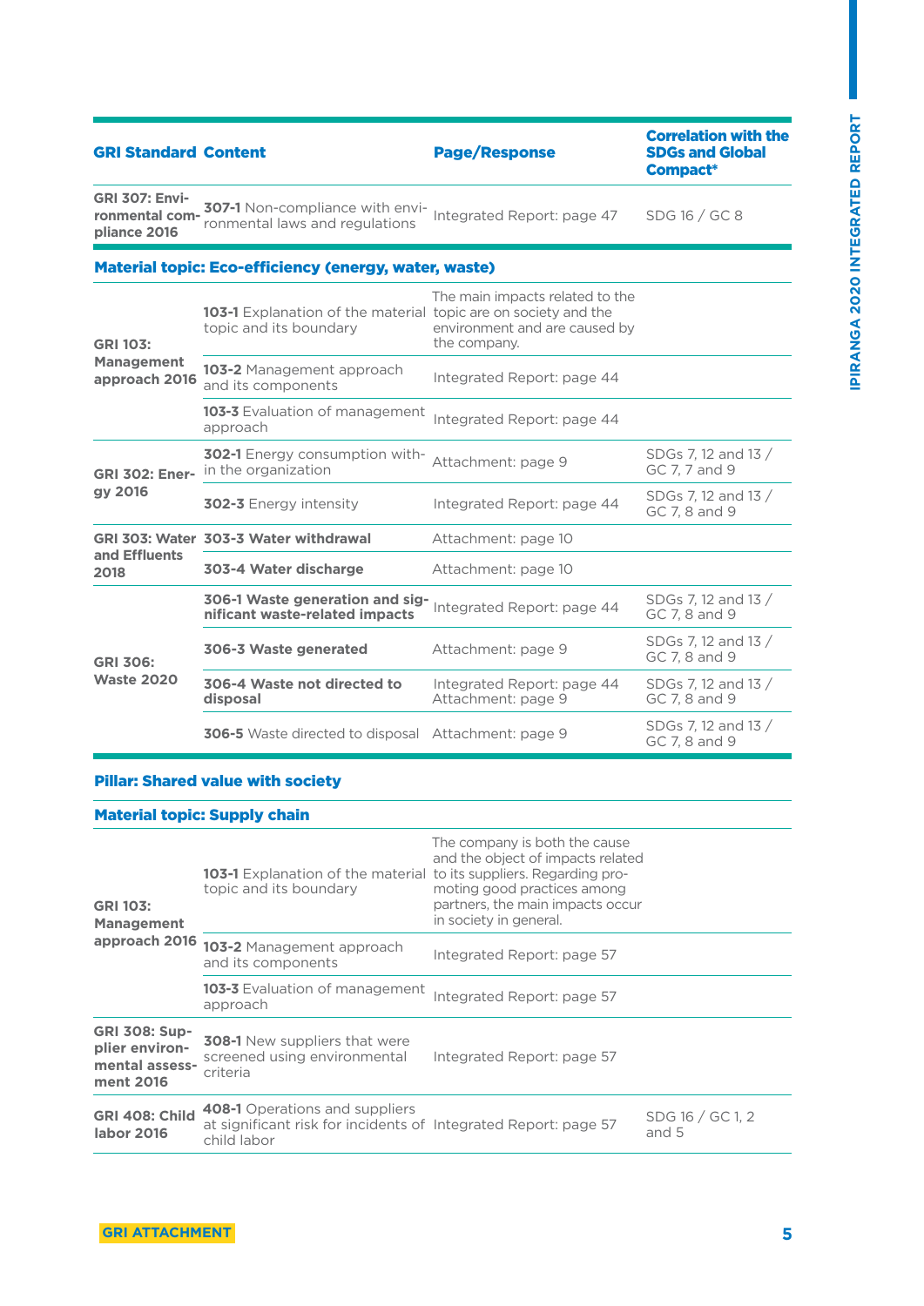| GRI Standard | Content | Page/Response | Correlation with the SDGs and Global Compact* |
|---|---|---|---|
| **GRI 307: Environmental compliance 2016** | **307-1** Non-compliance with environmental laws and regulations | Integrated Report: page 47 | SDG 16 / GC 8 |
| **Material topic: Eco-efficiency (energy, water, waste)** | | | |
| **GRI 103: Management approach 2016** | **103-1** Explanation of the material topic and its boundary | The main impacts related to the topic are on society and the environment and are caused by the company. | |
| | **103-2** Management approach and its components | Integrated Report: page 44 | |
| | **103-3** Evaluation of management approach | Integrated Report: page 44 | |
| **GRI 302: Energy 2016** | **302-1** Energy consumption within the organization | Attachment: page 9 | SDGs 7, 12 and 13 / GC 7, 7 and 9 |
| | **302-3** Energy intensity | Integrated Report: page 44 | SDGs 7, 12 and 13 / GC 7, 8 and 9 |
| **GRI 303: Water and Effluents 2018** | **303-3 Water withdrawal** | Attachment: page 10 | |
| | **303-4 Water discharge** | Attachment: page 10 | |
| **GRI 306: Waste 2020** | **306-1 Waste generation and significant waste-related impacts** | Integrated Report: page 44 | SDGs 7, 12 and 13 / GC 7, 8 and 9 |
| | **306-3 Waste generated** | Attachment: page 9 | SDGs 7, 12 and 13 / GC 7, 8 and 9 |
| | **306-4 Waste not directed to disposal** | Integrated Report: page 44 Attachment: page 9 | SDGs 7, 12 and 13 / GC 7, 8 and 9 |
| | **306-5** Waste directed to disposal | Attachment: page 9 | SDGs 7, 12 and 13 / GC 7, 8 and 9 |

**Pillar: Shared value with society**

| GRI Standard | Content | Page/Response | Correlation with the SDGs and Global Compact* |
|---|---|---|---|
| **Material topic: Supply chain** | | | |
| **GRI 103: Management approach 2016** | **103-1** Explanation of the material topic and its boundary | The company is both the cause and the object of impacts related to its suppliers. Regarding promoting good practices among partners, the main impacts occur in society in general. | |
| | **103-2** Management approach and its components | Integrated Report: page 57 | |
| | **103-3** Evaluation of management approach | Integrated Report: page 57 | |
| **GRI 308: Supplier environmental assessment 2016** | **308-1** New suppliers that were screened using environmental criteria | Integrated Report: page 57 | |
| **GRI 408: Child labor 2016** | **408-1** Operations and suppliers at significant risk for incidents of child labor | Integrated Report: page 57 | SDG 16 / GC 1, 2 and 5 |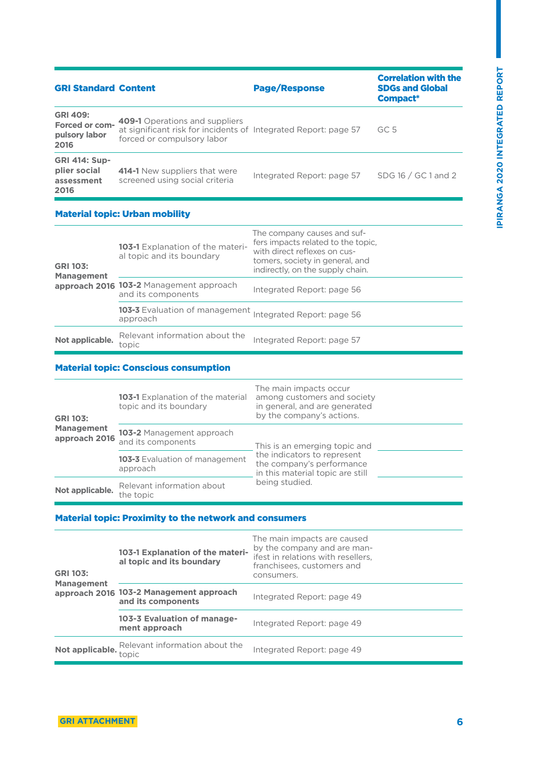| GRI Standard | Content | Page/Response | Correlation with the SDGs and Global Compact* |
|---|---|---|---|
| **GRI 409: Forced or compulsory labor 2016** | **409-1** Operations and suppliers at significant risk for incidents of forced or compulsory labor | Integrated Report: page 57 | GC 5 |
| **GRI 414: Supplier social assessment 2016** | **414-1** New suppliers that were screened using social criteria | Integrated Report: page 57 | SDG 16 / GC 1 and 2 |

**Material topic: Urban mobility**

| GRI Standard | Content | Page/Response | Correlation with the SDGs and Global Compact* |
|---|---|---|---|
| **GRI 103: Management approach 2016** | **103-1** Explanation of the material topic and its boundary | The company causes and suffers impacts related to the topic, with direct reflexes on customers, society in general, and indirectly, on the supply chain. | |
| | **103-2** Management approach and its components | Integrated Report: page 56 | |
| | **103-3** Evaluation of management approach | Integrated Report: page 56 | |
| **Not applicable.** | Relevant information about the topic | Integrated Report: page 57 | |

**Material topic: Conscious consumption**

| GRI Standard | Content | Page/Response | Correlation with the SDGs and Global Compact* |
|---|---|---|---|
| **GRI 103: Management approach 2016** | **103-1** Explanation of the material topic and its boundary | The main impacts occur among customers and society in general, and are generated by the company's actions. | |
| | **103-2** Management approach and its components | This is an emerging topic and the indicators to represent the company's performance in this material topic are still being studied. | |
| | **103-3** Evaluation of management approach | | |
| **Not applicable.** | Relevant information about the topic | | |

**Material topic: Proximity to the network and consumers**

| GRI Standard | Content | Page/Response | Correlation with the SDGs and Global Compact* |
|---|---|---|---|
| **GRI 103: Management approach 2016** | **103-1 Explanation of the material topic and its boundary** | The main impacts are caused by the company and are manifest in relations with resellers, franchisees, customers and consumers. | |
| | **103-2 Management approach and its components** | Integrated Report: page 49 | |
| | **103-3 Evaluation of management approach** | Integrated Report: page 49 | |
| **Not applicable.** | Relevant information about the topic | Integrated Report: page 49 | |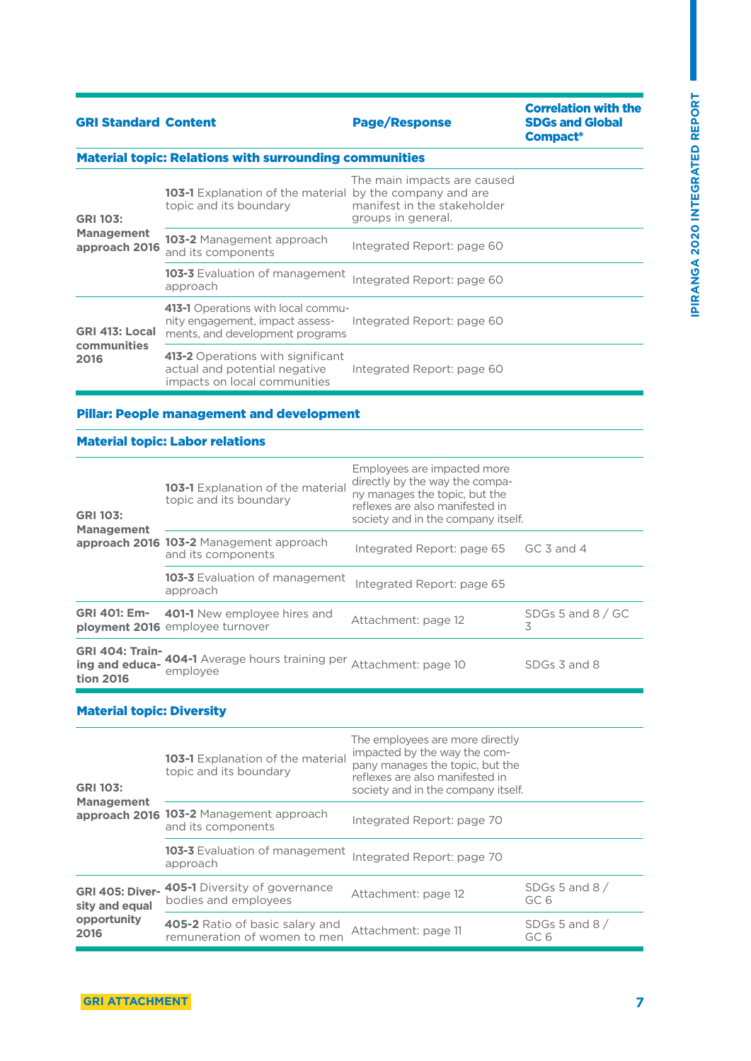| GRI Standard | Content | Page/Response | Correlation with the SDGs and Global Compact* |
|---|---|---|---|
| **Material topic: Relations with surrounding communities** | | | |
| GRI 103: Management approach 2016 | **103-1** Explanation of the material topic and its boundary | The main impacts are caused by the company and are manifest in the stakeholder groups in general. | |
| | **103-2** Management approach and its components | Integrated Report: page 60 | |
| | **103-3** Evaluation of management approach | Integrated Report: page 60 | |
| GRI 413: Local communities 2016 | **413-1** Operations with local community engagement, impact assessments, and development programs | Integrated Report: page 60 | |
| | **413-2** Operations with significant actual and potential negative impacts on local communities | Integrated Report: page 60 | |

**Pillar: People management and development**

| GRI Standard | Content | Page/Response | Correlation with the SDGs and Global Compact* |
|---|---|---|---|
| **Material topic: Labor relations** | | | |
| GRI 103: Management approach 2016 | **103-1** Explanation of the material topic and its boundary | Employees are impacted more directly by the way the company manages the topic, but the reflexes are also manifested in society and in the company itself. | |
| | **103-2** Management approach and its components | Integrated Report: page 65 | GC 3 and 4 |
| | **103-3** Evaluation of management approach | Integrated Report: page 65 | |
| GRI 401: Employment 2016 | **401-1** New employee hires and employee turnover | Attachment: page 12 | SDGs 5 and 8 / GC 3 |
| GRI 404: Training and education 2016 | **404-1** Average hours training per employee | Attachment: page 10 | SDGs 3 and 8 |
| **Material topic: Diversity** | | | |
| GRI 103: Management approach 2016 | **103-1** Explanation of the material topic and its boundary | The employees are more directly impacted by the way the company manages the topic, but the reflexes are also manifested in society and in the company itself. | |
| | **103-2** Management approach and its components | Integrated Report: page 70 | |
| | **103-3** Evaluation of management approach | Integrated Report: page 70 | |
| GRI 405: Diversity and equal opportunity 2016 | **405-1** Diversity of governance bodies and employees | Attachment: page 12 | SDGs 5 and 8 / GC 6 |
| | **405-2** Ratio of basic salary and remuneration of women to men | Attachment: page 11 | SDGs 5 and 8 / GC 6 |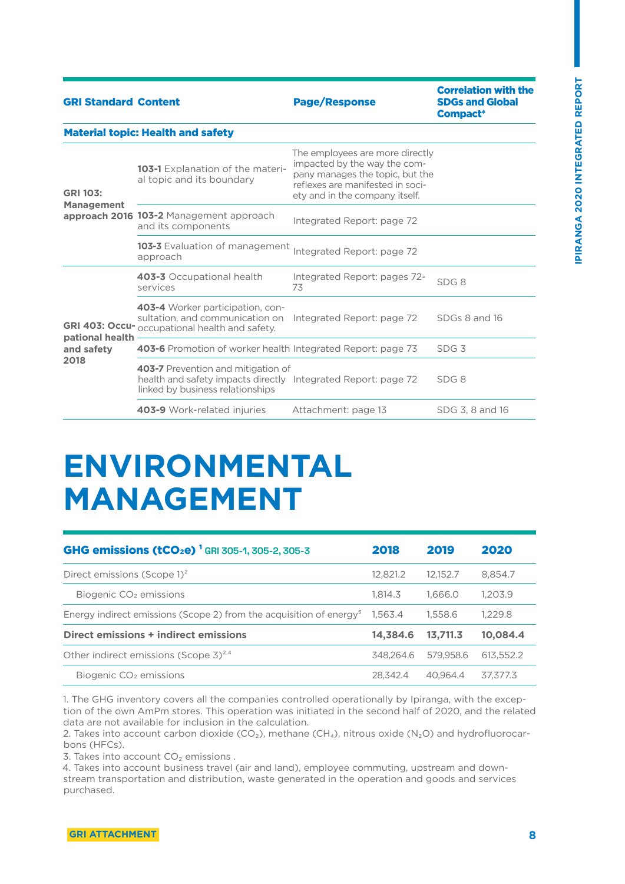| GRI Standard | Content | Page/Response | Correlation with the SDGs and Global Compact* |
|---|---|---|---|
| **Material topic: Health and safety** | | | |
| GRI 103: Management approach 2016 | **103-1** Explanation of the material topic and its boundary | The employees are more directly impacted by the way the company manages the topic, but the reflexes are manifested in society and in the company itself. | |
| | **103-2** Management approach and its components | Integrated Report: page 72 | |
| | **103-3** Evaluation of management approach | Integrated Report: page 72 | |
| GRI 403: Occupational health and safety 2018 | **403-3** Occupational health services | Integrated Report: pages 72-73 | SDG 8 |
| | **403-4** Worker participation, consultation, and communication on occupational health and safety. | Integrated Report: page 72 | SDGs 8 and 16 |
| | **403-6** Promotion of worker health | Integrated Report: page 73 | SDG 3 |
| | **403-7** Prevention and mitigation of health and safety impacts directly linked by business relationships | Integrated Report: page 72 | SDG 8 |
| | **403-9** Work-related injuries | Attachment: page 13 | SDG 3, 8 and 16 |

# ENVIRONMENTAL MANAGEMENT

| GHG emissions ($tCO_2e$) [1] GRI 305-1, 305-2, 305-3 | 2018 | 2019 | 2020 |
|---|---|---|---|
| Direct emissions (Scope 1)[2] | 12,821.2 | 12,152.7 | 8,854.7 |
| Biogenic $CO_2$ emissions | 1,814.3 | 1,666.0 | 1,203.9 |
| Energy indirect emissions (Scope 2) from the acquisition of energy[3] | 1,563.4 | 1,558.6 | 1,229.8 |
| **Direct emissions + indirect emissions** | **14,384.6** | **13,711.3** | **10,084.4** |
| Other indirect emissions (Scope 3)[2 4] | 348,264.6 | 579,958.6 | 613,552.2 |
| Biogenic $CO_2$ emissions | 28,342.4 | 40,964.4 | 37,377.3 |

1. The GHG inventory covers all the companies controlled operationally by Ipiranga, with the exception of the own AmPm stores. This operation was initiated in the second half of 2020, and the related data are not available for inclusion in the calculation.
2. Takes into account carbon dioxide ($CO_2$), methane ($CH_4$), nitrous oxide ($N_2O$) and hydrofluorocarbons (HFCs).
3. Takes into account $CO_2$ emissions .
4. Takes into account business travel (air and land), employee commuting, upstream and downstream transportation and distribution, waste generated in the operation and goods and services purchased.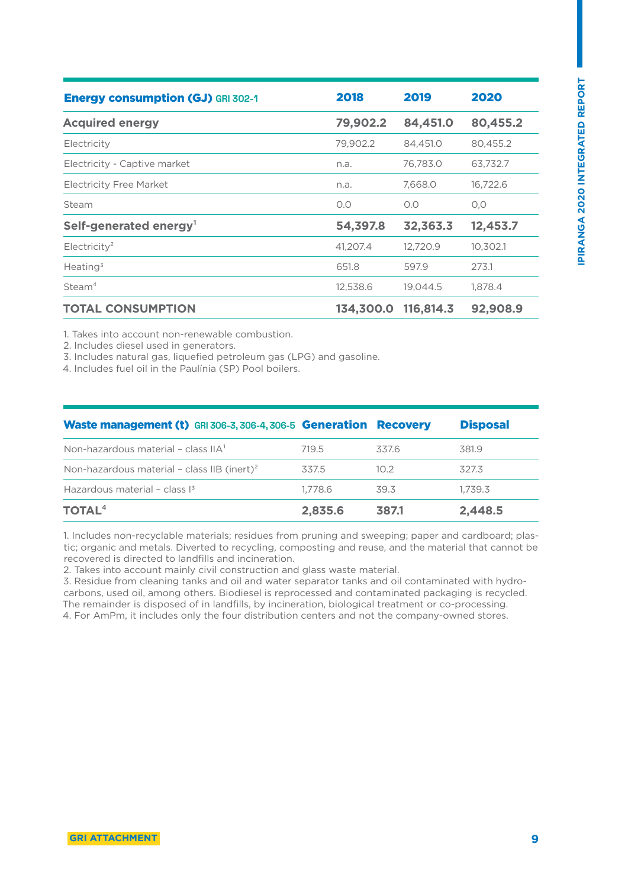| **Energy consumption (GJ)** GRI 302-1 | **2018** | **2019** | **2020** |
|---|---|---|---|
| **Acquired energy** | **79,902.2** | **84,451.0** | **80,455.2** |
| Electricity | 79,902.2 | 84,451.0 | 80,455.2 |
| Electricity - Captive market | n.a. | 76,783.0 | 63,732.7 |
| Electricity Free Market | n.a. | 7,668.0 | 16,722.6 |
| Steam | 0.0 | 0.0 | 0,0 |
| **Self-generated energy**[1] | **54,397.8** | **32,363.3** | **12,453.7** |
| Electricity[2] | 41,207.4 | 12,720.9 | 10,302.1 |
| Heating[3] | 651.8 | 597.9 | 273.1 |
| Steam[4] | 12,538.6 | 19,044.5 | 1,878.4 |
| **TOTAL CONSUMPTION** | **134,300.0** | **116,814.3** | **92,908.9** |

1. Takes into account non-renewable combustion.
2. Includes diesel used in generators.
3. Includes natural gas, liquefied petroleum gas (LPG) and gasoline.
4. Includes fuel oil in the Paulínia (SP) Pool boilers.

| **Waste management (t)** GRI 306-3, 306-4, 306-5 | **Generation** | **Recovery** | **Disposal** |
|---|---|---|---|
| Non-hazardous material – class IIA[1] | 719.5 | 337.6 | 381.9 |
| Non-hazardous material – class IIB (inert)[2] | 337.5 | 10.2 | 327.3 |
| Hazardous material – class I[3] | 1,778.6 | 39.3 | 1,739.3 |
| **TOTAL**[4] | **2,835.6** | **387.1** | **2,448.5** |

1. Includes non-recyclable materials; residues from pruning and sweeping; paper and cardboard; plastic; organic and metals. Diverted to recycling, composting and reuse, and the material that cannot be recovered is directed to landfills and incineration.
2. Takes into account mainly civil construction and glass waste material.
3. Residue from cleaning tanks and oil and water separator tanks and oil contaminated with hydrocarbons, used oil, among others. Biodiesel is reprocessed and contaminated packaging is recycled. The remainder is disposed of in landfills, by incineration, biological treatment or co-processing.
4. For AmPm, it includes only the four distribution centers and not the company-owned stores.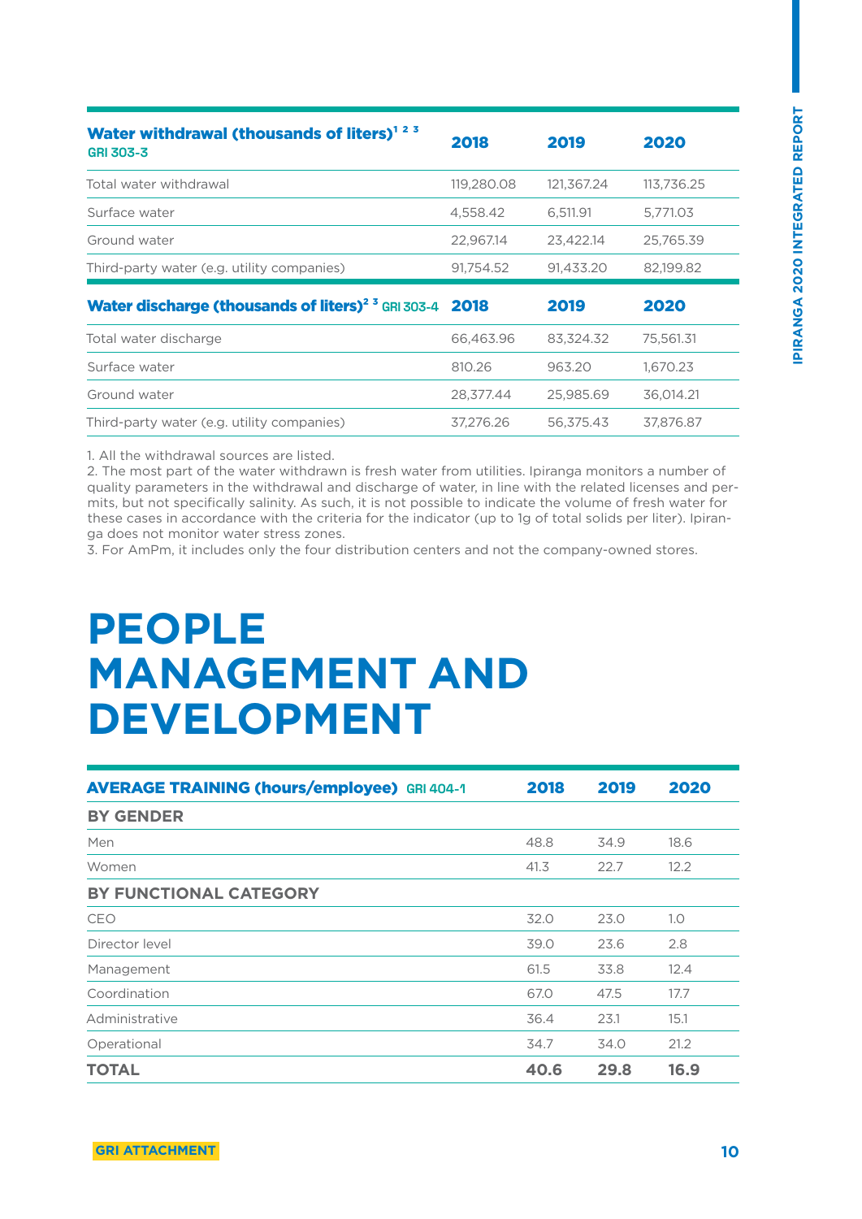| Water withdrawal (thousands of liters)[1 2 3] GRI 303-3 | 2018 | 2019 | 2020 |
|---|---|---|---|
| Total water withdrawal | 119,280.08 | 121,367.24 | 113,736.25 |
| Surface water | 4,558.42 | 6,511.91 | 5,771.03 |
| Ground water | 22,967.14 | 23,422.14 | 25,765.39 |
| Third-party water (e.g. utility companies) | 91,754.52 | 91,433.20 | 82,199.82 |

| Water discharge (thousands of liters)[2 3] GRI 303-4 | 2018 | 2019 | 2020 |
|---|---|---|---|
| Total water discharge | 66,463.96 | 83,324.32 | 75,561.31 |
| Surface water | 810.26 | 963.20 | 1,670.23 |
| Ground water | 28,377.44 | 25,985.69 | 36,014.21 |
| Third-party water (e.g. utility companies) | 37,276.26 | 56,375.43 | 37,876.87 |

1. All the withdrawal sources are listed.
2. The most part of the water withdrawn is fresh water from utilities. Ipiranga monitors a number of quality parameters in the withdrawal and discharge of water, in line with the related licenses and permits, but not specifically salinity. As such, it is not possible to indicate the volume of fresh water for these cases in accordance with the criteria for the indicator (up to 1g of total solids per liter). Ipiranga does not monitor water stress zones.
3. For AmPm, it includes only the four distribution centers and not the company-owned stores.

# PEOPLE MANAGEMENT AND DEVELOPMENT

| AVERAGE TRAINING (hours/employee) GRI 404-1 | 2018 | 2019 | 2020 |
|---|---|---|---|
| **BY GENDER** | | | |
| Men | 48.8 | 34.9 | 18.6 |
| Women | 41.3 | 22.7 | 12.2 |
| **BY FUNCTIONAL CATEGORY** | | | |
| CEO | 32.0 | 23.0 | 1.0 |
| Director level | 39.0 | 23.6 | 2.8 |
| Management | 61.5 | 33.8 | 12.4 |
| Coordination | 67.0 | 47.5 | 17.7 |
| Administrative | 36.4 | 23.1 | 15.1 |
| Operational | 34.7 | 34.0 | 21.2 |
| **TOTAL** | **40.6** | **29.8** | **16.9** |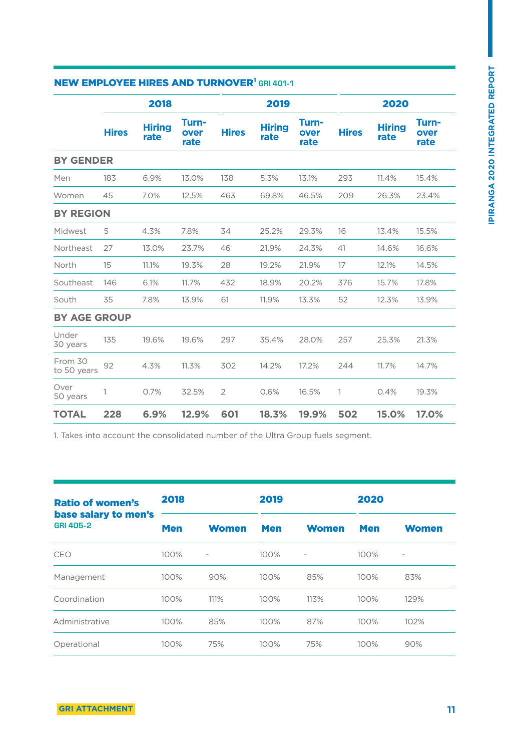## NEW EMPLOYEE HIRES AND TURNOVER[1] GRI 401-1

| | 2018 | | | 2019 | | | 2020 | | |
|---|---|---|---|---|---|---|---|---|---|
| | Hires | Hiring rate | Turn-over rate | Hires | Hiring rate | Turn-over rate | Hires | Hiring rate | Turn-over rate |
| **BY GENDER** | | | | | | | | | |
| Men | 183 | 6.9% | 13.0% | 138 | 5.3% | 13.1% | 293 | 11.4% | 15.4% |
| Women | 45 | 7.0% | 12.5% | 463 | 69.8% | 46.5% | 209 | 26.3% | 23.4% |
| **BY REGION** | | | | | | | | | |
| Midwest | 5 | 4.3% | 7.8% | 34 | 25.2% | 29.3% | 16 | 13.4% | 15.5% |
| Northeast | 27 | 13.0% | 23.7% | 46 | 21.9% | 24.3% | 41 | 14.6% | 16.6% |
| North | 15 | 11.1% | 19.3% | 28 | 19.2% | 21.9% | 17 | 12.1% | 14.5% |
| Southeast | 146 | 6.1% | 11.7% | 432 | 18.9% | 20.2% | 376 | 15.7% | 17.8% |
| South | 35 | 7.8% | 13.9% | 61 | 11.9% | 13.3% | 52 | 12.3% | 13.9% |
| **BY AGE GROUP** | | | | | | | | | |
| Under 30 years | 135 | 19.6% | 19.6% | 297 | 35.4% | 28.0% | 257 | 25.3% | 21.3% |
| From 30 to 50 years | 92 | 4.3% | 11.3% | 302 | 14.2% | 17.2% | 244 | 11.7% | 14.7% |
| Over 50 years | 1 | 0.7% | 32.5% | 2 | 0.6% | 16.5% | 1 | 0.4% | 19.3% |
| **TOTAL** | **228** | **6.9%** | **12.9%** | **601** | **18.3%** | **19.9%** | **502** | **15.0%** | **17.0%** |

1. Takes into account the consolidated number of the Ultra Group fuels segment.

## Ratio of women's base salary to men's GRI 405-2

| | 2018 | | 2019 | | 2020 | |
|---|---|---|---|---|---|---|
| | Men | Women | Men | Women | Men | Women |
| CEO | 100% | - | 100% | - | 100% | - |
| Management | 100% | 90% | 100% | 85% | 100% | 83% |
| Coordination | 100% | 111% | 100% | 113% | 100% | 129% |
| Administrative | 100% | 85% | 100% | 87% | 100% | 102% |
| Operational | 100% | 75% | 100% | 75% | 100% | 90% |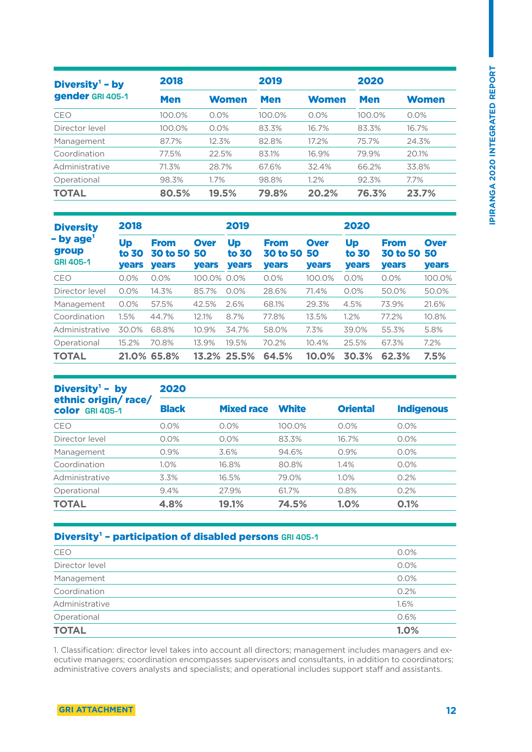| Diversity[1] – by gender GRI 405-1 | 2018 | | 2019 | | 2020 | |
|---|---|---|---|---|---|---|
| | Men | Women | Men | Women | Men | Women |
| CEO | 100.0% | 0.0% | 100.0% | 0.0% | 100.0% | 0.0% |
| Director level | 100.0% | 0.0% | 83.3% | 16.7% | 83.3% | 16.7% |
| Management | 87.7% | 12.3% | 82.8% | 17.2% | 75.7% | 24.3% |
| Coordination | 77.5% | 22.5% | 83.1% | 16.9% | 79.9% | 20.1% |
| Administrative | 71.3% | 28.7% | 67.6% | 32.4% | 66.2% | 33.8% |
| Operational | 98.3% | 1.7% | 98.8% | 1.2% | 92.3% | 7.7% |
| **TOTAL** | **80.5%** | **19.5%** | **79.8%** | **20.2%** | **76.3%** | **23.7%** |

| Diversity – by age[1] group GRI 405-1 | 2018 | | | 2019 | | | 2020 | | |
|---|---|---|---|---|---|---|---|---|---|
| | Up to 30 years | From 30 to 50 years | Over 50 years | Up to 30 years | From 30 to 50 years | Over 50 years | Up to 30 years | From 30 to 50 years | Over 50 years |
| CEO | 0.0% | 0.0% | 100.0% | 0.0% | 0.0% | 100.0% | 0.0% | 0.0% | 100.0% |
| Director level | 0.0% | 14.3% | 85.7% | 0.0% | 28.6% | 71.4% | 0.0% | 50.0% | 50.0% |
| Management | 0.0% | 57.5% | 42.5% | 2.6% | 68.1% | 29.3% | 4.5% | 73.9% | 21.6% |
| Coordination | 1.5% | 44.7% | 12.1% | 8.7% | 77.8% | 13.5% | 1.2% | 77.2% | 10.8% |
| Administrative | 30.0% | 68.8% | 10.9% | 34.7% | 58.0% | 7.3% | 39.0% | 55.3% | 5.8% |
| Operational | 15.2% | 70.8% | 13.9% | 19.5% | 70.2% | 10.4% | 25.5% | 67.3% | 7.2% |
| **TOTAL** | **21.0%** | **65.8%** | **13.2%** | **25.5%** | **64.5%** | **10.0%** | **30.3%** | **62.3%** | **7.5%** |

| Diversity[1] – by ethnic origin/ race/ color GRI 405-1 | 2020 | | | | |
|---|---|---|---|---|---|
| | Black | Mixed race | White | Oriental | Indigenous |
| CEO | 0.0% | 0.0% | 100.0% | 0.0% | 0.0% |
| Director level | 0.0% | 0.0% | 83.3% | 16.7% | 0.0% |
| Management | 0.9% | 3.6% | 94.6% | 0.9% | 0.0% |
| Coordination | 1.0% | 16.8% | 80.8% | 1.4% | 0.0% |
| Administrative | 3.3% | 16.5% | 79.0% | 1.0% | 0.2% |
| Operational | 9.4% | 27.9% | 61.7% | 0.8% | 0.2% |
| **TOTAL** | **4.8%** | **19.1%** | **74.5%** | **1.0%** | **0.1%** |

| Diversity[1] – participation of disabled persons GRI 405-1 | |
|---|---|
| CEO | 0.0% |
| Director level | 0.0% |
| Management | 0.0% |
| Coordination | 0.2% |
| Administrative | 1.6% |
| Operational | 0.6% |
| **TOTAL** | **1.0%** |

1. Classification: director level takes into account all directors; management includes managers and executive managers; coordination encompasses supervisors and consultants, in addition to coordinators; administrative covers analysts and specialists; and operational includes support staff and assistants.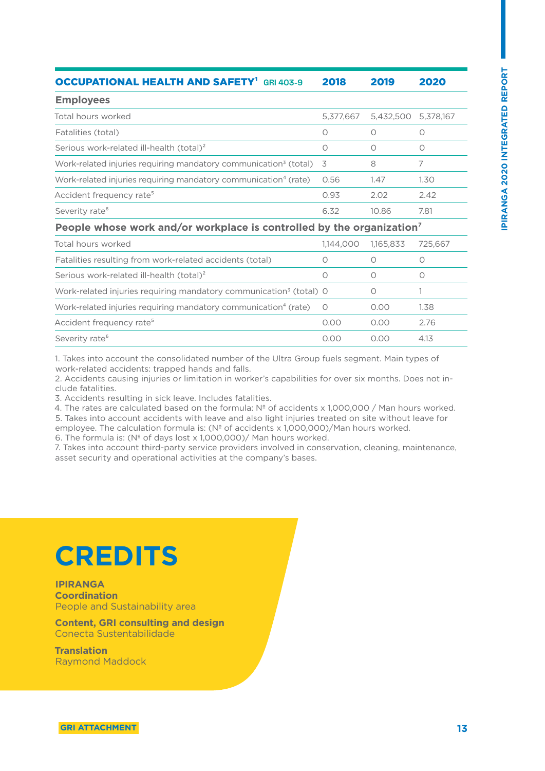| OCCUPATIONAL HEALTH AND SAFETY[1] GRI 403-9 | 2018 | 2019 | 2020 |
|---|---|---|---|
| **Employees** | | | |
| Total hours worked | 5,377,667 | 5,432,500 | 5,378,167 |
| Fatalities (total) | 0 | 0 | 0 |
| Serious work-related ill-health (total)[2] | 0 | 0 | 0 |
| Work-related injuries requiring mandatory communication[3] (total) | 3 | 8 | 7 |
| Work-related injuries requiring mandatory communication[4] (rate) | 0.56 | 1.47 | 1.30 |
| Accident frequency rate[5] | 0.93 | 2.02 | 2.42 |
| Severity rate[6] | 6.32 | 10.86 | 7.81 |
| **People whose work and/or workplace is controlled by the organization[7]** | | | |
| Total hours worked | 1,144,000 | 1,165,833 | 725,667 |
| Fatalities resulting from work-related accidents (total) | 0 | 0 | 0 |
| Serious work-related ill-health (total)[2] | 0 | 0 | 0 |
| Work-related injuries requiring mandatory communication[3] (total) | 0 | 0 | 1 |
| Work-related injuries requiring mandatory communication[4] (rate) | 0 | 0.00 | 1.38 |
| Accident frequency rate[5] | 0.00 | 0.00 | 2.76 |
| Severity rate[6] | 0.00 | 0.00 | 4.13 |

1. Takes into account the consolidated number of the Ultra Group fuels segment. Main types of work-related accidents: trapped hands and falls.
2. Accidents causing injuries or limitation in worker's capabilities for over six months. Does not include fatalities.
3. Accidents resulting in sick leave. Includes fatalities.
4. The rates are calculated based on the formula: Nº of accidents x 1,000,000 / Man hours worked.
5. Takes into account accidents with leave and also light injuries treated on site without leave for employee. The calculation formula is: (Nº of accidents x 1,000,000)/Man hours worked.
6. The formula is: (Nº of days lost x 1,000,000)/ Man hours worked.
7. Takes into account third-party service providers involved in conservation, cleaning, maintenance, asset security and operational activities at the company's bases.

# CREDITS

**IPIRANGA**
**Coordination**
People and Sustainability area

**Content, GRI consulting and design**
Conecta Sustentabilidade

**Translation**
Raymond Maddock